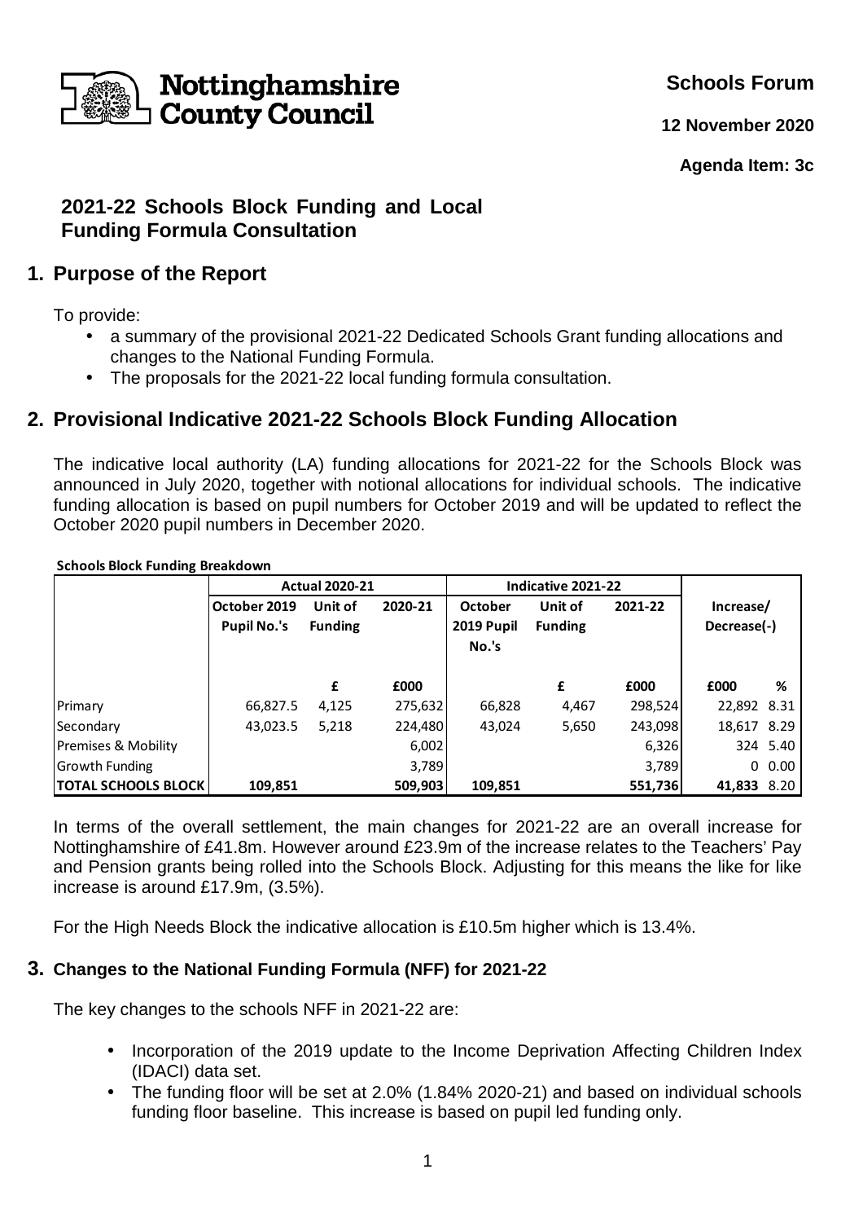Nottinghamshire County Council

**Schools Forum**

**12 November 2020**

**Agenda Item: 3c**

## 2021-22 Schools Block Funding and Local Funding Formula Consultation

## 1. Purpose of the Report

To provide:

- a summary of the provisional 2021-22 Dedicated Schools Grant funding allocations and changes to the National Funding Formula.
- The proposals for the 2021-22 local funding formula consultation.

## 2. Provisional Indicative 2021-22 Schools Block Funding Allocation

The indicative local authority (LA) funding allocations for 2021-22 for the Schools Block was announced in July 2020, together with notional allocations for individual schools. The indicative funding allocation is based on pupil numbers for October 2019 and will be updated to reflect the October 2020 pupil numbers in December 2020.

**Schools Block Funding Breakdown**

| | Actual 2020-21 | | | Indicative 2021-22 | | | Increase/ Decrease(-) | |
|---|---|---|---|---|---|---|---|---|
| | October 2019 Pupil No.'s | Unit of Funding | 2020-21 | October 2019 Pupil No.'s | Unit of Funding | 2021-22 | | |
| | | £ | £000 | | £ | £000 | £000 | % |
| Primary | 66,827.5 | 4,125 | 275,632 | 66,828 | 4,467 | 298,524 | 22,892 | 8.31 |
| Secondary | 43,023.5 | 5,218 | 224,480 | 43,024 | 5,650 | 243,098 | 18,617 | 8.29 |
| Premises & Mobility | | | 6,002 | | | 6,326 | 324 | 5.40 |
| Growth Funding | | | 3,789 | | | 3,789 | 0 | 0.00 |
| **TOTAL SCHOOLS BLOCK** | **109,851** | | **509,903** | **109,851** | | **551,736** | **41,833** | 8.20 |

In terms of the overall settlement, the main changes for 2021-22 are an overall increase for Nottinghamshire of £41.8m. However around £23.9m of the increase relates to the Teachers' Pay and Pension grants being rolled into the Schools Block. Adjusting for this means the like for like increase is around £17.9m, (3.5%).

For the High Needs Block the indicative allocation is £10.5m higher which is 13.4%.

### 3. Changes to the National Funding Formula (NFF) for 2021-22

The key changes to the schools NFF in 2021-22 are:

- Incorporation of the 2019 update to the Income Deprivation Affecting Children Index (IDACI) data set.
- The funding floor will be set at 2.0% (1.84% 2020-21) and based on individual schools funding floor baseline. This increase is based on pupil led funding only.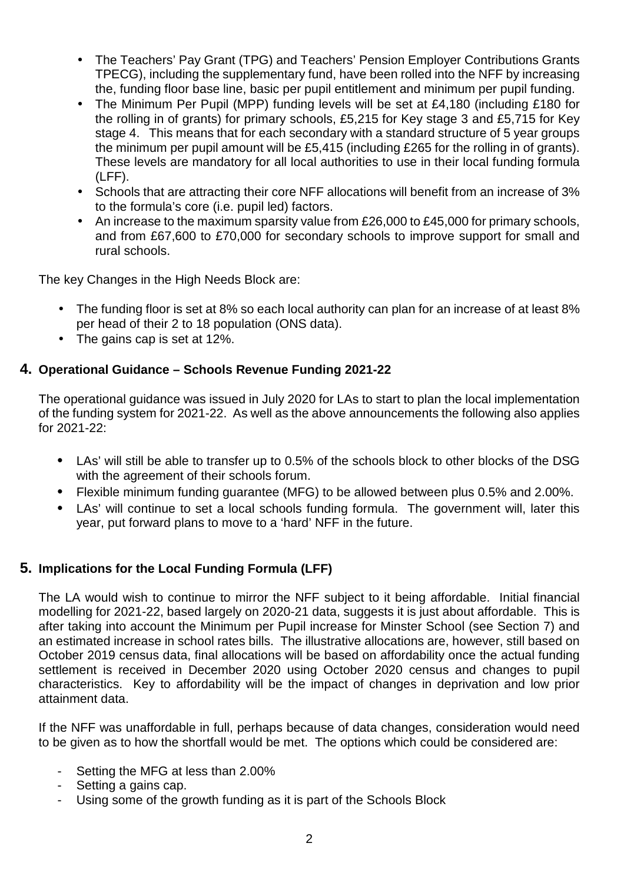- The Teachers' Pay Grant (TPG) and Teachers' Pension Employer Contributions Grants TPECG), including the supplementary fund, have been rolled into the NFF by increasing the, funding floor base line, basic per pupil entitlement and minimum per pupil funding.
- The Minimum Per Pupil (MPP) funding levels will be set at £4,180 (including £180 for the rolling in of grants) for primary schools, £5,215 for Key stage 3 and £5,715 for Key stage 4. This means that for each secondary with a standard structure of 5 year groups the minimum per pupil amount will be £5,415 (including £265 for the rolling in of grants). These levels are mandatory for all local authorities to use in their local funding formula (LFF).
- Schools that are attracting their core NFF allocations will benefit from an increase of 3% to the formula's core (i.e. pupil led) factors.
- An increase to the maximum sparsity value from £26,000 to £45,000 for primary schools, and from £67,600 to £70,000 for secondary schools to improve support for small and rural schools.

The key Changes in the High Needs Block are:

- The funding floor is set at 8% so each local authority can plan for an increase of at least 8% per head of their 2 to 18 population (ONS data).
- The gains cap is set at 12%.

## 4. Operational Guidance – Schools Revenue Funding 2021-22

The operational guidance was issued in July 2020 for LAs to start to plan the local implementation of the funding system for 2021-22. As well as the above announcements the following also applies for 2021-22:

- LAs' will still be able to transfer up to 0.5% of the schools block to other blocks of the DSG with the agreement of their schools forum.
- Flexible minimum funding guarantee (MFG) to be allowed between plus 0.5% and 2.00%.
- LAs' will continue to set a local schools funding formula. The government will, later this year, put forward plans to move to a 'hard' NFF in the future.

## 5. Implications for the Local Funding Formula (LFF)

The LA would wish to continue to mirror the NFF subject to it being affordable. Initial financial modelling for 2021-22, based largely on 2020-21 data, suggests it is just about affordable. This is after taking into account the Minimum per Pupil increase for Minster School (see Section 7) and an estimated increase in school rates bills. The illustrative allocations are, however, still based on October 2019 census data, final allocations will be based on affordability once the actual funding settlement is received in December 2020 using October 2020 census and changes to pupil characteristics. Key to affordability will be the impact of changes in deprivation and low prior attainment data.

If the NFF was unaffordable in full, perhaps because of data changes, consideration would need to be given as to how the shortfall would be met. The options which could be considered are:

- Setting the MFG at less than 2.00%
- Setting a gains cap.
- Using some of the growth funding as it is part of the Schools Block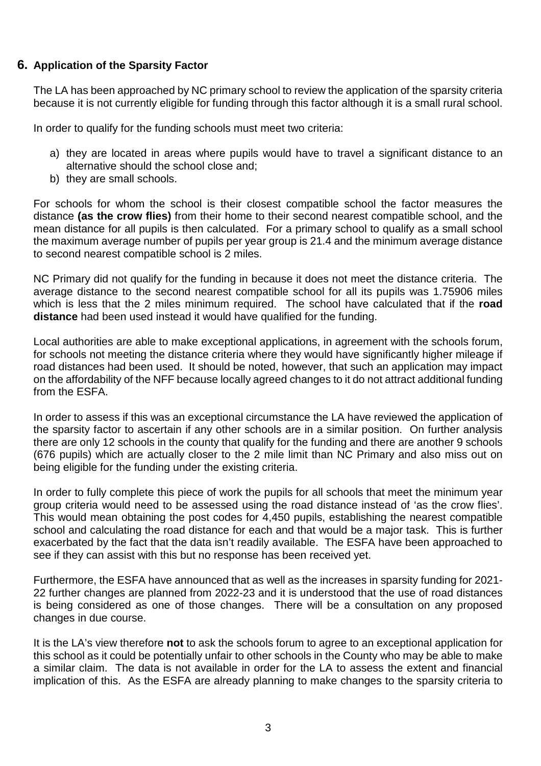## 6. Application of the Sparsity Factor

The LA has been approached by NC primary school to review the application of the sparsity criteria because it is not currently eligible for funding through this factor although it is a small rural school.

In order to qualify for the funding schools must meet two criteria:

a) they are located in areas where pupils would have to travel a significant distance to an alternative should the school close and;
b) they are small schools.

For schools for whom the school is their closest compatible school the factor measures the distance **(as the crow flies)** from their home to their second nearest compatible school, and the mean distance for all pupils is then calculated. For a primary school to qualify as a small school the maximum average number of pupils per year group is 21.4 and the minimum average distance to second nearest compatible school is 2 miles.

NC Primary did not qualify for the funding in because it does not meet the distance criteria. The average distance to the second nearest compatible school for all its pupils was 1.75906 miles which is less that the 2 miles minimum required. The school have calculated that if the **road distance** had been used instead it would have qualified for the funding.

Local authorities are able to make exceptional applications, in agreement with the schools forum, for schools not meeting the distance criteria where they would have significantly higher mileage if road distances had been used. It should be noted, however, that such an application may impact on the affordability of the NFF because locally agreed changes to it do not attract additional funding from the ESFA.

In order to assess if this was an exceptional circumstance the LA have reviewed the application of the sparsity factor to ascertain if any other schools are in a similar position. On further analysis there are only 12 schools in the county that qualify for the funding and there are another 9 schools (676 pupils) which are actually closer to the 2 mile limit than NC Primary and also miss out on being eligible for the funding under the existing criteria.

In order to fully complete this piece of work the pupils for all schools that meet the minimum year group criteria would need to be assessed using the road distance instead of 'as the crow flies'. This would mean obtaining the post codes for 4,450 pupils, establishing the nearest compatible school and calculating the road distance for each and that would be a major task. This is further exacerbated by the fact that the data isn't readily available. The ESFA have been approached to see if they can assist with this but no response has been received yet.

Furthermore, the ESFA have announced that as well as the increases in sparsity funding for 2021-22 further changes are planned from 2022-23 and it is understood that the use of road distances is being considered as one of those changes. There will be a consultation on any proposed changes in due course.

It is the LA's view therefore **not** to ask the schools forum to agree to an exceptional application for this school as it could be potentially unfair to other schools in the County who may be able to make a similar claim. The data is not available in order for the LA to assess the extent and financial implication of this. As the ESFA are already planning to make changes to the sparsity criteria to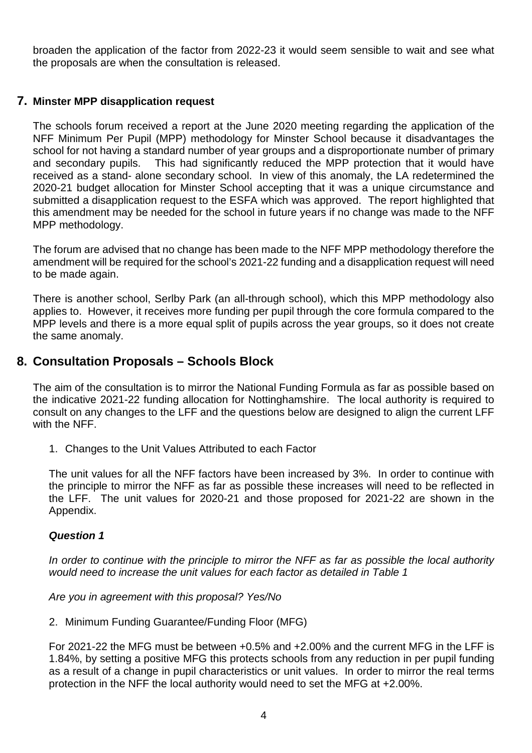broaden the application of the factor from 2022-23 it would seem sensible to wait and see what the proposals are when the consultation is released.

## 7. Minster MPP disapplication request

The schools forum received a report at the June 2020 meeting regarding the application of the NFF Minimum Per Pupil (MPP) methodology for Minster School because it disadvantages the school for not having a standard number of year groups and a disproportionate number of primary and secondary pupils. This had significantly reduced the MPP protection that it would have received as a stand- alone secondary school. In view of this anomaly, the LA redetermined the 2020-21 budget allocation for Minster School accepting that it was a unique circumstance and submitted a disapplication request to the ESFA which was approved. The report highlighted that this amendment may be needed for the school in future years if no change was made to the NFF MPP methodology.

The forum are advised that no change has been made to the NFF MPP methodology therefore the amendment will be required for the school's 2021-22 funding and a disapplication request will need to be made again.

There is another school, Serlby Park (an all-through school), which this MPP methodology also applies to. However, it receives more funding per pupil through the core formula compared to the MPP levels and there is a more equal split of pupils across the year groups, so it does not create the same anomaly.

## 8. Consultation Proposals – Schools Block

The aim of the consultation is to mirror the National Funding Formula as far as possible based on the indicative 2021-22 funding allocation for Nottinghamshire. The local authority is required to consult on any changes to the LFF and the questions below are designed to align the current LFF with the NFF.

1. Changes to the Unit Values Attributed to each Factor

The unit values for all the NFF factors have been increased by 3%. In order to continue with the principle to mirror the NFF as far as possible these increases will need to be reflected in the LFF. The unit values for 2020-21 and those proposed for 2021-22 are shown in the Appendix.

***Question 1***

*In order to continue with the principle to mirror the NFF as far as possible the local authority would need to increase the unit values for each factor as detailed in Table 1*

*Are you in agreement with this proposal? Yes/No*

2. Minimum Funding Guarantee/Funding Floor (MFG)

For 2021-22 the MFG must be between +0.5% and +2.00% and the current MFG in the LFF is 1.84%, by setting a positive MFG this protects schools from any reduction in per pupil funding as a result of a change in pupil characteristics or unit values. In order to mirror the real terms protection in the NFF the local authority would need to set the MFG at +2.00%.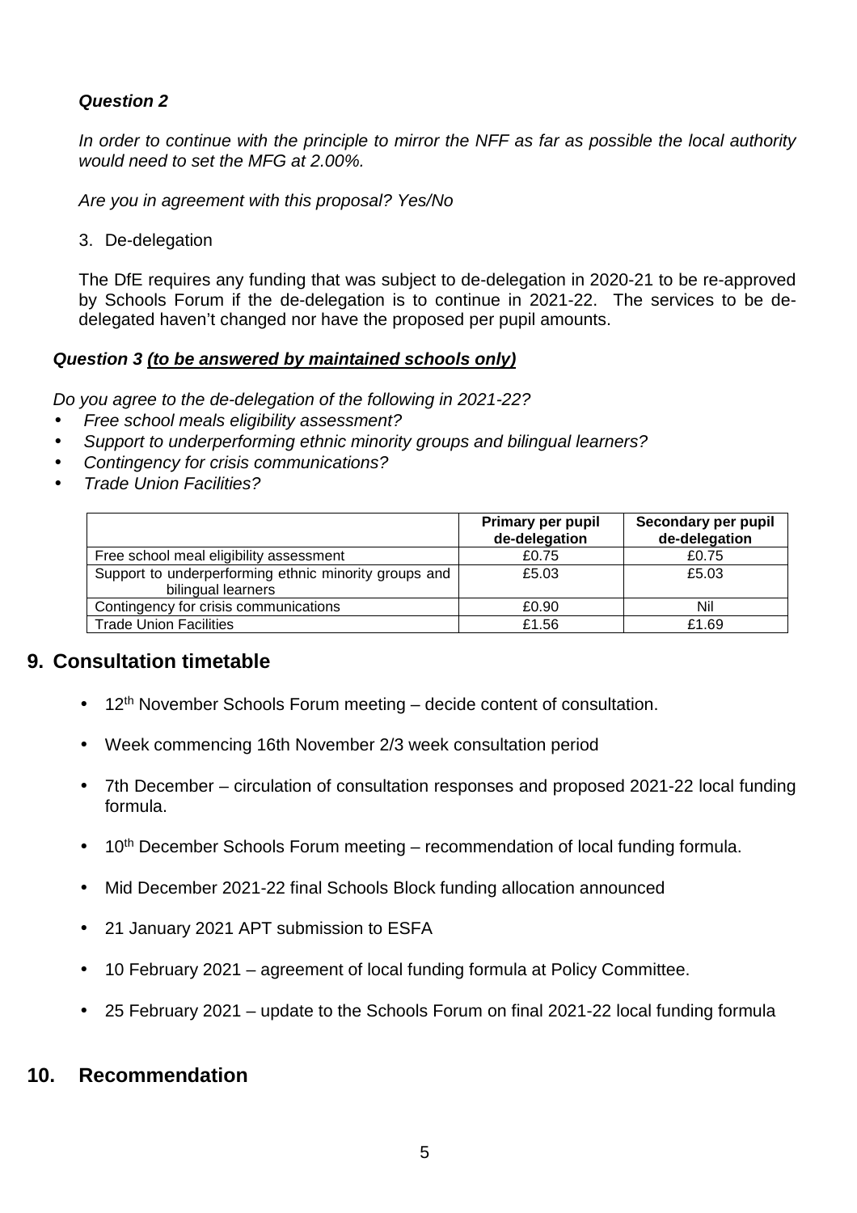*__Question 2__*

*In order to continue with the principle to mirror the NFF as far as possible the local authority would need to set the MFG at 2.00%.*

*Are you in agreement with this proposal? Yes/No*

3. De-delegation

The DfE requires any funding that was subject to de-delegation in 2020-21 to be re-approved by Schools Forum if the de-delegation is to continue in 2021-22. The services to be de-delegated haven't changed nor have the proposed per pupil amounts.

***Question 3 <u>(to be answered by maintained schools only)</u>***

*Do you agree to the de-delegation of the following in 2021-22?*

- *Free school meals eligibility assessment?*
- *Support to underperforming ethnic minority groups and bilingual learners?*
- *Contingency for crisis communications?*
- *Trade Union Facilities?*

| | Primary per pupil de-delegation | Secondary per pupil de-delegation |
|---|---|---|
| Free school meal eligibility assessment | £0.75 | £0.75 |
| Support to underperforming ethnic minority groups and bilingual learners | £5.03 | £5.03 |
| Contingency for crisis communications | £0.90 | Nil |
| Trade Union Facilities | £1.56 | £1.69 |

## 9. Consultation timetable

- 12th November Schools Forum meeting – decide content of consultation.
- Week commencing 16th November 2/3 week consultation period
- 7th December – circulation of consultation responses and proposed 2021-22 local funding formula.
- 10th December Schools Forum meeting – recommendation of local funding formula.
- Mid December 2021-22 final Schools Block funding allocation announced
- 21 January 2021 APT submission to ESFA
- 10 February 2021 – agreement of local funding formula at Policy Committee.
- 25 February 2021 – update to the Schools Forum on final 2021-22 local funding formula

## 10. Recommendation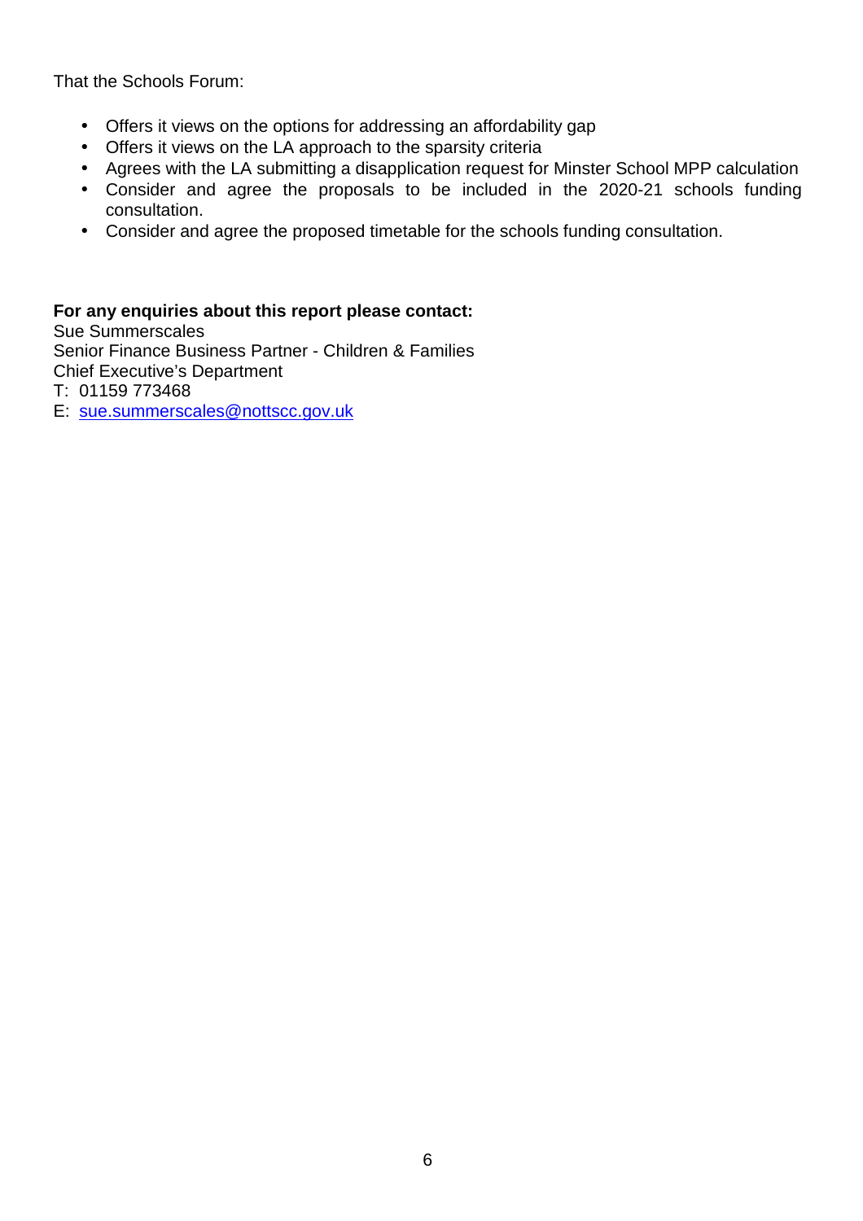That the Schools Forum:

- Offers it views on the options for addressing an affordability gap
- Offers it views on the LA approach to the sparsity criteria
- Agrees with the LA submitting a disapplication request for Minster School MPP calculation
- Consider and agree the proposals to be included in the 2020-21 schools funding consultation.
- Consider and agree the proposed timetable for the schools funding consultation.

**For any enquiries about this report please contact:**
Sue Summerscales
Senior Finance Business Partner - Children & Families
Chief Executive's Department
T: 01159 773468
E: sue.summerscales@nottscc.gov.uk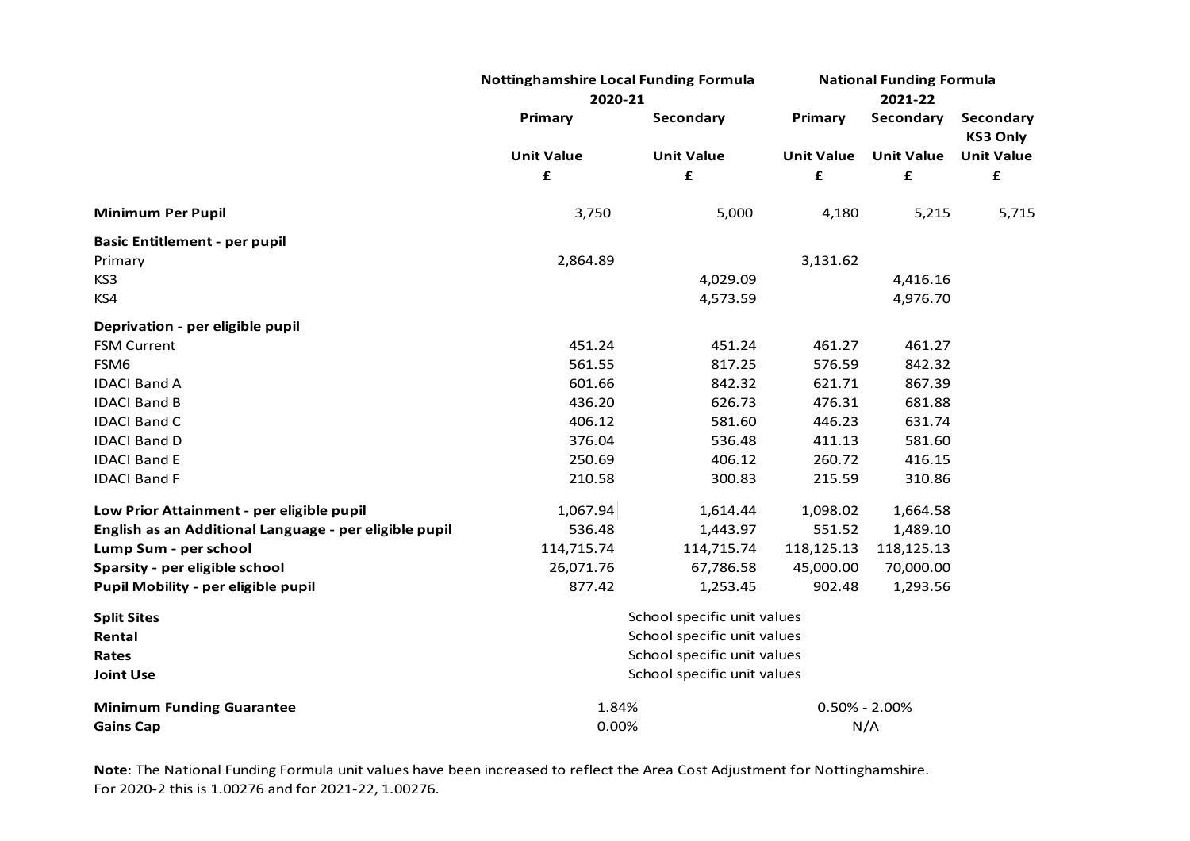| | Nottinghamshire Local Funding Formula 2020-21 | | National Funding Formula 2021-22 | | |
|---|---|---|---|---|---|
| | Primary | Secondary | Primary | Secondary | Secondary KS3 Only |
| | Unit Value | Unit Value | Unit Value | Unit Value | Unit Value |
| | £ | £ | £ | £ | £ |
| **Minimum Per Pupil** | 3,750 | 5,000 | 4,180 | 5,215 | 5,715 |
| **Basic Entitlement - per pupil** | | | | | |
| Primary | 2,864.89 | | 3,131.62 | | |
| KS3 | | 4,029.09 | | 4,416.16 | |
| KS4 | | 4,573.59 | | 4,976.70 | |
| **Deprivation - per eligible pupil** | | | | | |
| FSM Current | 451.24 | 451.24 | 461.27 | 461.27 | |
| FSM6 | 561.55 | 817.25 | 576.59 | 842.32 | |
| IDACI Band A | 601.66 | 842.32 | 621.71 | 867.39 | |
| IDACI Band B | 436.20 | 626.73 | 476.31 | 681.88 | |
| IDACI Band C | 406.12 | 581.60 | 446.23 | 631.74 | |
| IDACI Band D | 376.04 | 536.48 | 411.13 | 581.60 | |
| IDACI Band E | 250.69 | 406.12 | 260.72 | 416.15 | |
| IDACI Band F | 210.58 | 300.83 | 215.59 | 310.86 | |
| **Low Prior Attainment - per eligible pupil** | 1,067.94 | 1,614.44 | 1,098.02 | 1,664.58 | |
| **English as an Additional Language - per eligible pupil** | 536.48 | 1,443.97 | 551.52 | 1,489.10 | |
| **Lump Sum - per school** | 114,715.74 | 114,715.74 | 118,125.13 | 118,125.13 | |
| **Sparsity - per eligible school** | 26,071.76 | 67,786.58 | 45,000.00 | 70,000.00 | |
| **Pupil Mobility - per eligible pupil** | 877.42 | 1,253.45 | 902.48 | 1,293.56 | |
| **Split Sites** | School specific unit values | | | | |
| **Rental** | School specific unit values | | | | |
| **Rates** | School specific unit values | | | | |
| **Joint Use** | School specific unit values | | | | |
| **Minimum Funding Guarantee** | 1.84% | | 0.50% - 2.00% | | |
| **Gains Cap** | 0.00% | | N/A | | |

**Note**: The National Funding Formula unit values have been increased to reflect the Area Cost Adjustment for Nottinghamshire. For 2020-2 this is 1.00276 and for 2021-22, 1.00276.